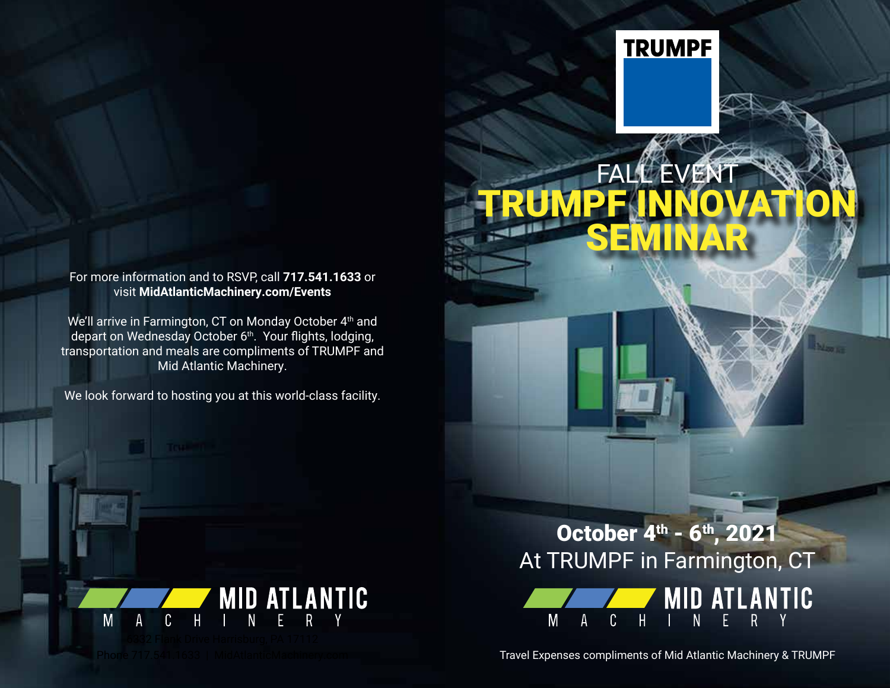For more information and to RSVP, call **717.541.1633** or visit **MidAtlanticMachinery.com/Events**

We'll arrive in Farmington, CT on Monday October 4th and depart on Wednesday October 6th. Your flights, lodging, transportation and meals are compliments of TRUMPF and Mid Atlantic Machinery.

We look forward to hosting you at this world-class facility.

MID ATLANTIC MACHINERY

6332 Flank Drive Harrisburg, PA 17112

Phone 717.541.1633 | MidAtlanticMachinery.com

TRUMPF

FALL EVENT

# TRUMPF INNOVATION SEMINAR

**October 4th - 6th, 2021**

At TRUMPF in Farmington, CT

MID ATLANTIC MACHINERY

Travel Expenses compliments of Mid Atlantic Machinery & TRUMPF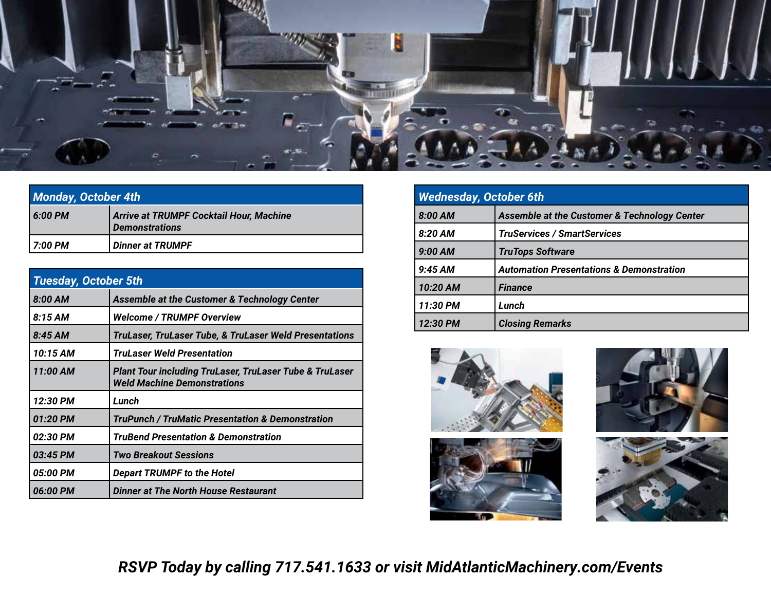| Monday, October 4th | |
|---|---|
| 6:00 PM | Arrive at TRUMPF Cocktail Hour, Machine Demonstrations |
| 7:00 PM | Dinner at TRUMPF |

| Tuesday, October 5th | |
|---|---|
| 8:00 AM | Assemble at the Customer & Technology Center |
| 8:15 AM | Welcome / TRUMPF Overview |
| 8:45 AM | TruLaser, TruLaser Tube, & TruLaser Weld Presentations |
| 10:15 AM | TruLaser Weld Presentation |
| 11:00 AM | Plant Tour including TruLaser, TruLaser Tube & TruLaser Weld Machine Demonstrations |
| 12:30 PM | Lunch |
| 01:20 PM | TruPunch / TruMatic Presentation & Demonstration |
| 02:30 PM | TruBend Presentation & Demonstration |
| 03:45 PM | Two Breakout Sessions |
| 05:00 PM | Depart TRUMPF to the Hotel |
| 06:00 PM | Dinner at The North House Restaurant |

| Wednesday, October 6th | |
|---|---|
| 8:00 AM | Assemble at the Customer & Technology Center |
| 8:20 AM | TruServices / SmartServices |
| 9:00 AM | TruTops Software |
| 9:45 AM | Automation Presentations & Demonstration |
| 10:20 AM | Finance |
| 11:30 PM | Lunch |
| 12:30 PM | Closing Remarks |

**RSVP Today by calling 717.541.1633 or visit MidAtlanticMachinery.com/Events**